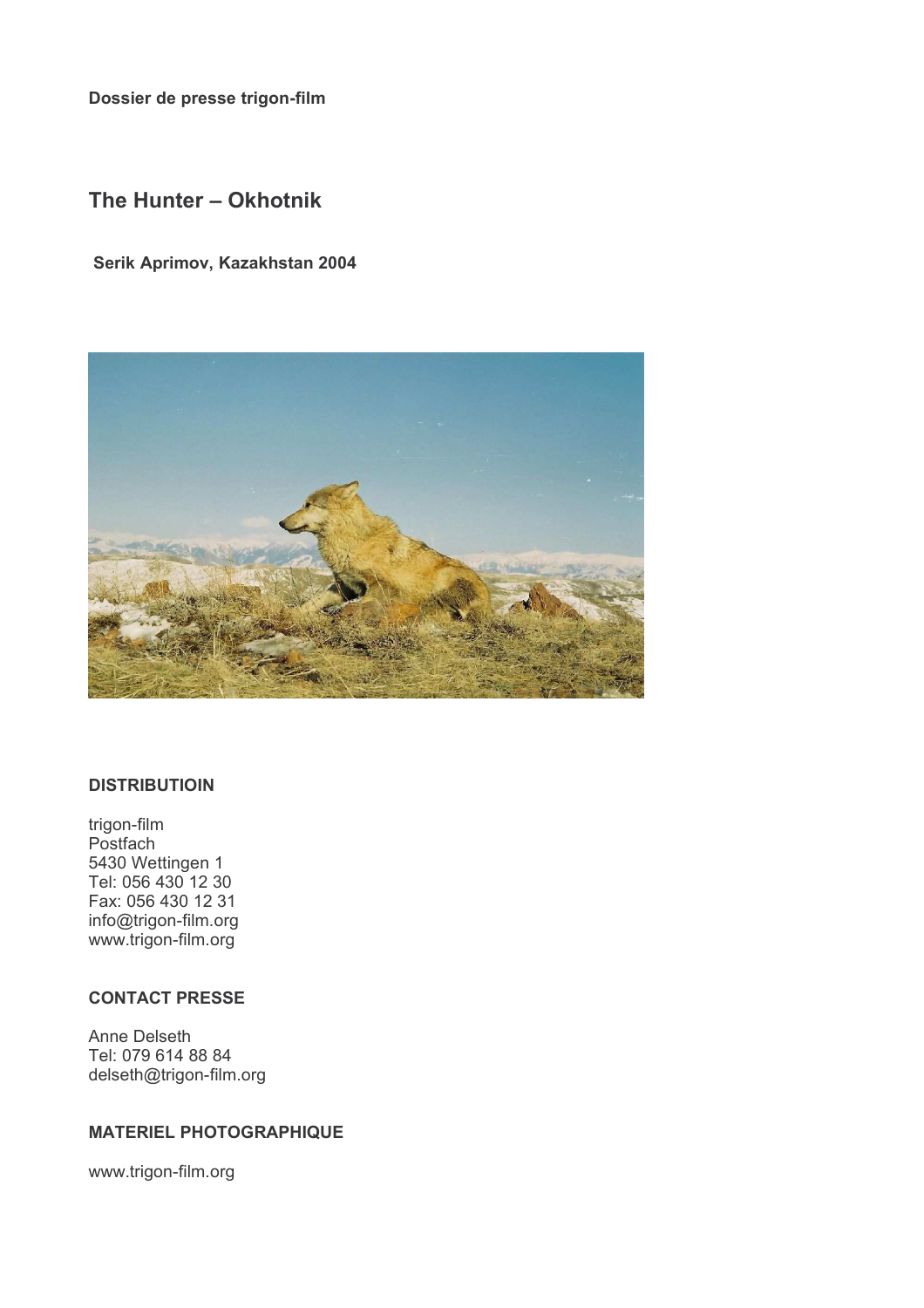**Dossier de presse trigon-film**

# The Hunter – Okhotnik

**Serik Aprimov, Kazakhstan 2004**

### DISTRIBUTIOIN

trigon-film
Postfach
5430 Wettingen 1
Tel: 056 430 12 30
Fax: 056 430 12 31
info@trigon-film.org
www.trigon-film.org

### CONTACT PRESSE

Anne Delseth
Tel: 079 614 88 84
delseth@trigon-film.org

### MATERIEL PHOTOGRAPHIQUE

www.trigon-film.org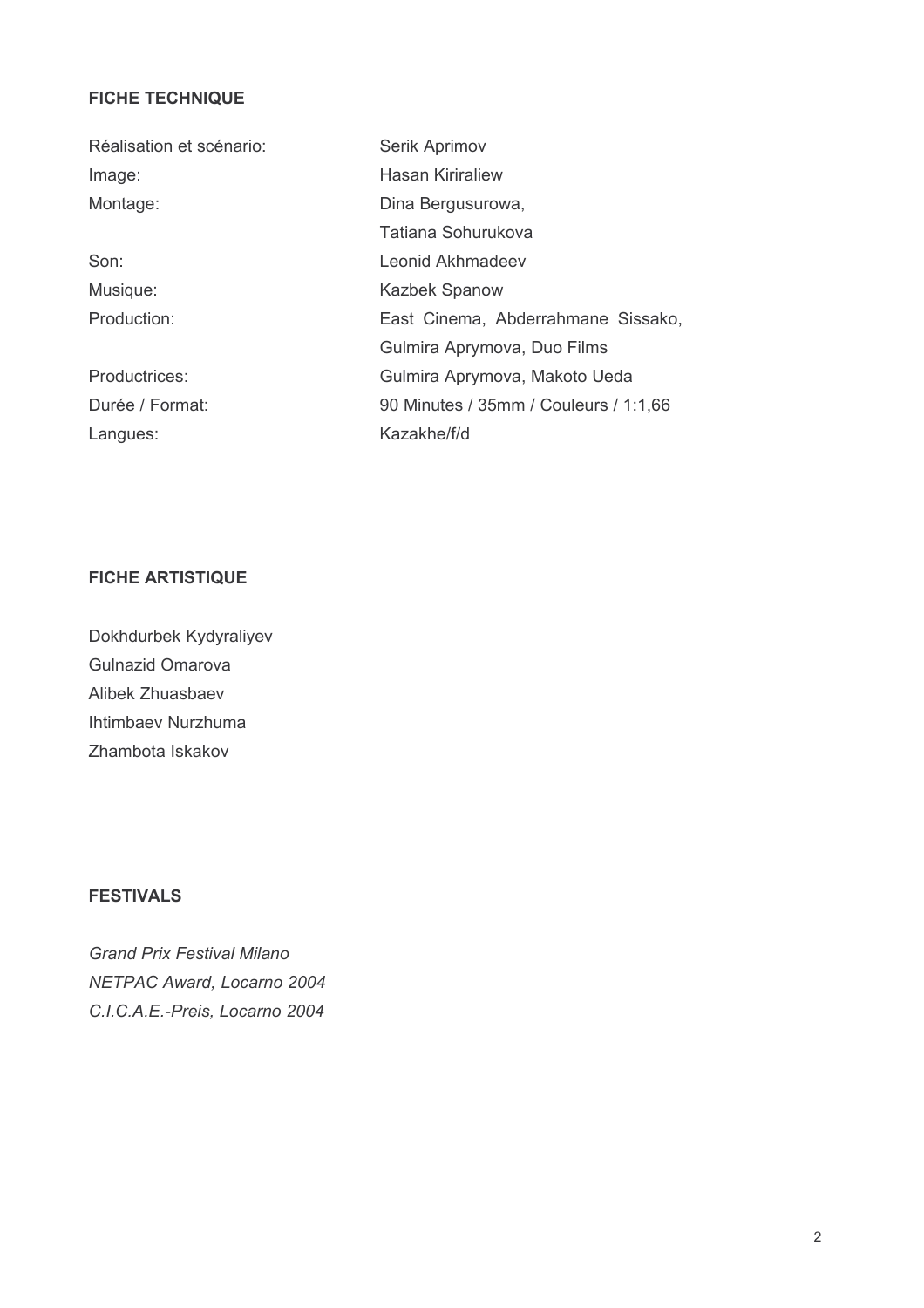**FICHE TECHNIQUE**

| | |
|---|---|
| Réalisation et scénario: | Serik Aprimov |
| Image: | Hasan Kiriraliew |
| Montage: | Dina Bergusurowa, Tatiana Sohurukova |
| Son: | Leonid Akhmadeev |
| Musique: | Kazbek Spanow |
| Production: | East Cinema, Abderrahmane Sissako, Gulmira Aprymova, Duo Films |
| Productrices: | Gulmira Aprymova, Makoto Ueda |
| Durée / Format: | 90 Minutes / 35mm / Couleurs / 1:1,66 |
| Langues: | Kazakhe/f/d |

**FICHE ARTISTIQUE**

Dokhdurbek Kydyraliyev
Gulnazid Omarova
Alibek Zhuasbaev
Ihtimbaev Nurzhuma
Zhambota Iskakov

**FESTIVALS**

*Grand Prix Festival Milano*
*NETPAC Award, Locarno 2004*
*C.I.C.A.E.-Preis, Locarno 2004*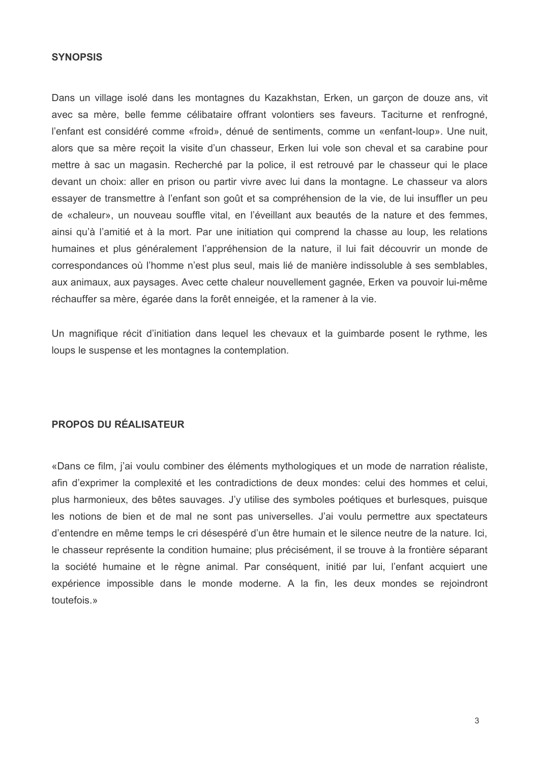## SYNOPSIS

Dans un village isolé dans les montagnes du Kazakhstan, Erken, un garçon de douze ans, vit avec sa mère, belle femme célibataire offrant volontiers ses faveurs. Taciturne et renfrogné, l'enfant est considéré comme «froid», dénué de sentiments, comme un «enfant-loup». Une nuit, alors que sa mère reçoit la visite d'un chasseur, Erken lui vole son cheval et sa carabine pour mettre à sac un magasin. Recherché par la police, il est retrouvé par le chasseur qui le place devant un choix: aller en prison ou partir vivre avec lui dans la montagne. Le chasseur va alors essayer de transmettre à l'enfant son goût et sa compréhension de la vie, de lui insuffler un peu de «chaleur», un nouveau souffle vital, en l'éveillant aux beautés de la nature et des femmes, ainsi qu'à l'amitié et à la mort. Par une initiation qui comprend la chasse au loup, les relations humaines et plus généralement l'appréhension de la nature, il lui fait découvrir un monde de correspondances où l'homme n'est plus seul, mais lié de manière indissoluble à ses semblables, aux animaux, aux paysages. Avec cette chaleur nouvellement gagnée, Erken va pouvoir lui-même réchauffer sa mère, égarée dans la forêt enneigée, et la ramener à la vie.

Un magnifique récit d'initiation dans lequel les chevaux et la guimbarde posent le rythme, les loups le suspense et les montagnes la contemplation.

## PROPOS DU RÉALISATEUR

«Dans ce film, j'ai voulu combiner des éléments mythologiques et un mode de narration réaliste, afin d'exprimer la complexité et les contradictions de deux mondes: celui des hommes et celui, plus harmonieux, des bêtes sauvages. J'y utilise des symboles poétiques et burlesques, puisque les notions de bien et de mal ne sont pas universelles. J'ai voulu permettre aux spectateurs d'entendre en même temps le cri désespéré d'un être humain et le silence neutre de la nature. Ici, le chasseur représente la condition humaine; plus précisément, il se trouve à la frontière séparant la société humaine et le règne animal. Par conséquent, initié par lui, l'enfant acquiert une expérience impossible dans le monde moderne. A la fin, les deux mondes se rejoindront toutefois.»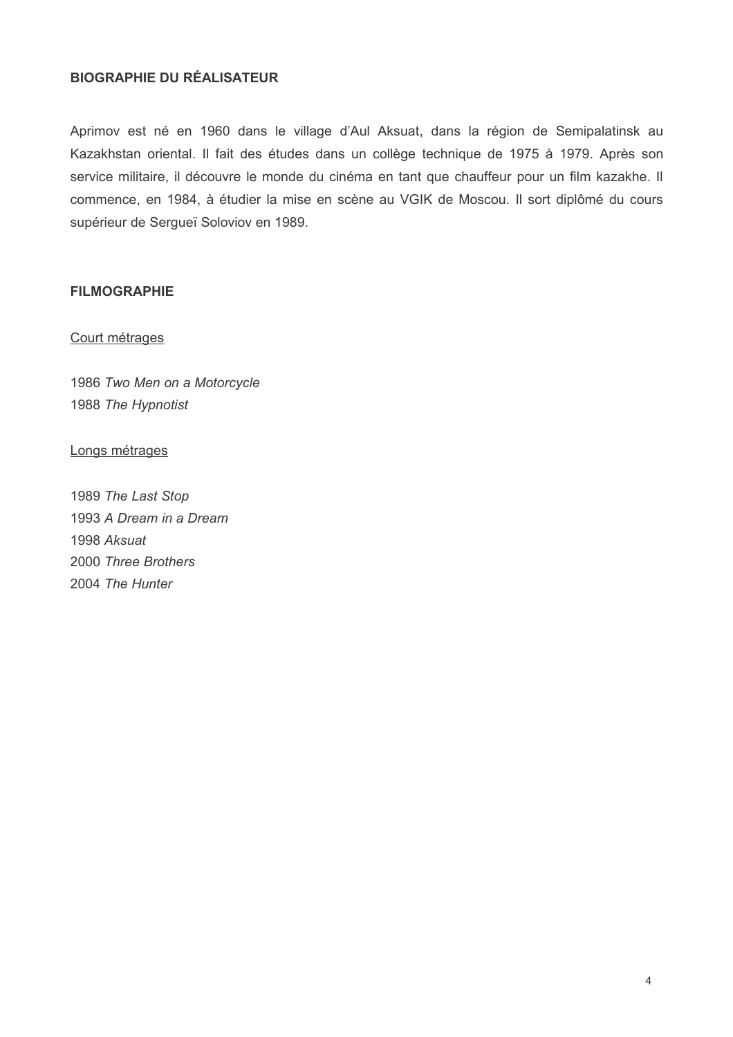## BIOGRAPHIE DU RÉALISATEUR

Aprimov est né en 1960 dans le village d'Aul Aksuat, dans la région de Semipalatinsk au Kazakhstan oriental. Il fait des études dans un collège technique de 1975 à 1979. Après son service militaire, il découvre le monde du cinéma en tant que chauffeur pour un film kazakhe. Il commence, en 1984, à étudier la mise en scène au VGIK de Moscou. Il sort diplômé du cours supérieur de Sergueï Soloviov en 1989.

## FILMOGRAPHIE

### Court métrages

1986 *Two Men on a Motorcycle*
1988 *The Hypnotist*

### Longs métrages

1989 *The Last Stop*
1993 *A Dream in a Dream*
1998 *Aksuat*
2000 *Three Brothers*
2004 *The Hunter*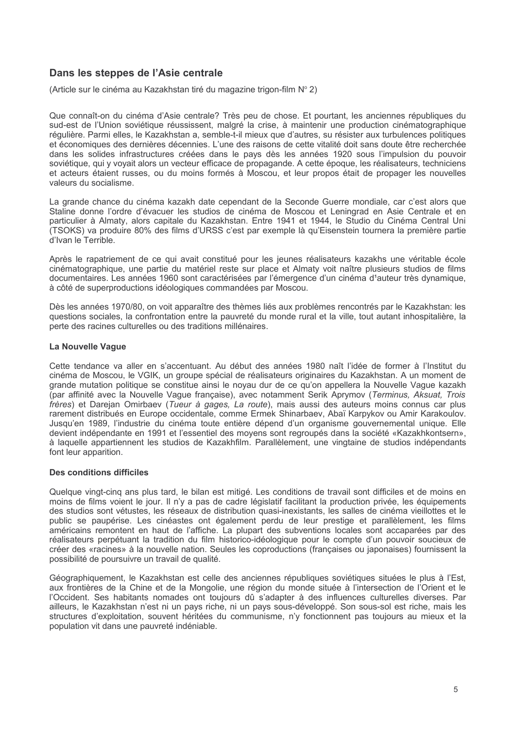## Dans les steppes de l'Asie centrale

(Article sur le cinéma au Kazakhstan tiré du magazine trigon-film N° 2)

Que connaît-on du cinéma d'Asie centrale? Très peu de chose. Et pourtant, les anciennes républiques du sud-est de l'Union soviétique réussissent, malgré la crise, à maintenir une production cinématographique régulière. Parmi elles, le Kazakhstan a, semble-t-il mieux que d'autres, su résister aux turbulences politiques et économiques des dernières décennies. L'une des raisons de cette vitalité doit sans doute être recherchée dans les solides infrastructures créées dans le pays dès les années 1920 sous l'impulsion du pouvoir soviétique, qui y voyait alors un vecteur efficace de propagande. A cette époque, les réalisateurs, techniciens et acteurs étaient russes, ou du moins formés à Moscou, et leur propos était de propager les nouvelles valeurs du socialisme.

La grande chance du cinéma kazakh date cependant de la Seconde Guerre mondiale, car c'est alors que Staline donne l'ordre d'évacuer les studios de cinéma de Moscou et Leningrad en Asie Centrale et en particulier à Almaty, alors capitale du Kazakhstan. Entre 1941 et 1944, le Studio du Cinéma Central Uni (TSOKS) va produire 80% des films d'URSS c'est par exemple là qu'Eisenstein tournera la première partie d'Ivan le Terrible.

Après le rapatriement de ce qui avait constitué pour les jeunes réalisateurs kazakhs une véritable école cinématographique, une partie du matériel reste sur place et Almaty voit naître plusieurs studios de films documentaires. Les années 1960 sont caractérisées par l'émergence d'un cinéma d'auteur très dynamique, à côté de superproductions idéologiques commandées par Moscou.

Dès les années 1970/80, on voit apparaître des thèmes liés aux problèmes rencontrés par le Kazakhstan: les questions sociales, la confrontation entre la pauvreté du monde rural et la ville, tout autant inhospitalière, la perte des racines culturelles ou des traditions millénaires.

### La Nouvelle Vague

Cette tendance va aller en s'accentuant. Au début des années 1980 naît l'idée de former à l'Institut du cinéma de Moscou, le VGIK, un groupe spécial de réalisateurs originaires du Kazakhstan. A un moment de grande mutation politique se constitue ainsi le noyau dur de ce qu'on appellera la Nouvelle Vague kazakh (par affinité avec la Nouvelle Vague française), avec notamment Serik Aprymov (*Terminus, Aksuat, Trois frères*) et Darejan Omirbaev (*Tueur à gages, La route*), mais aussi des auteurs moins connus car plus rarement distribués en Europe occidentale, comme Ermek Shinarbaev, Abaï Karpykov ou Amir Karakoulov. Jusqu'en 1989, l'industrie du cinéma toute entière dépend d'un organisme gouvernemental unique. Elle devient indépendante en 1991 et l'essentiel des moyens sont regroupés dans la société «Kazakhkontsern», à laquelle appartiennent les studios de Kazakhfilm. Parallèlement, une vingtaine de studios indépendants font leur apparition.

### Des conditions difficiles

Quelque vingt-cinq ans plus tard, le bilan est mitigé. Les conditions de travail sont difficiles et de moins en moins de films voient le jour. Il n'y a pas de cadre législatif facilitant la production privée, les équipements des studios sont vétustes, les réseaux de distribution quasi-inexistants, les salles de cinéma vieillottes et le public se paupérise. Les cinéastes ont également perdu de leur prestige et parallèlement, les films américains remontent en haut de l'affiche. La plupart des subventions locales sont accaparées par des réalisateurs perpétuant la tradition du film historico-idéologique pour le compte d'un pouvoir soucieux de créer des «racines» à la nouvelle nation. Seules les coproductions (françaises ou japonaises) fournissent la possibilité de poursuivre un travail de qualité.

Géographiquement, le Kazakhstan est celle des anciennes républiques soviétiques situées le plus à l'Est, aux frontières de la Chine et de la Mongolie, une région du monde située à l'intersection de l'Orient et le l'Occident. Ses habitants nomades ont toujours dû s'adapter à des influences culturelles diverses. Par ailleurs, le Kazakhstan n'est ni un pays riche, ni un pays sous-développé. Son sous-sol est riche, mais les structures d'exploitation, souvent héritées du communisme, n'y fonctionnent pas toujours au mieux et la population vit dans une pauvreté indéniable.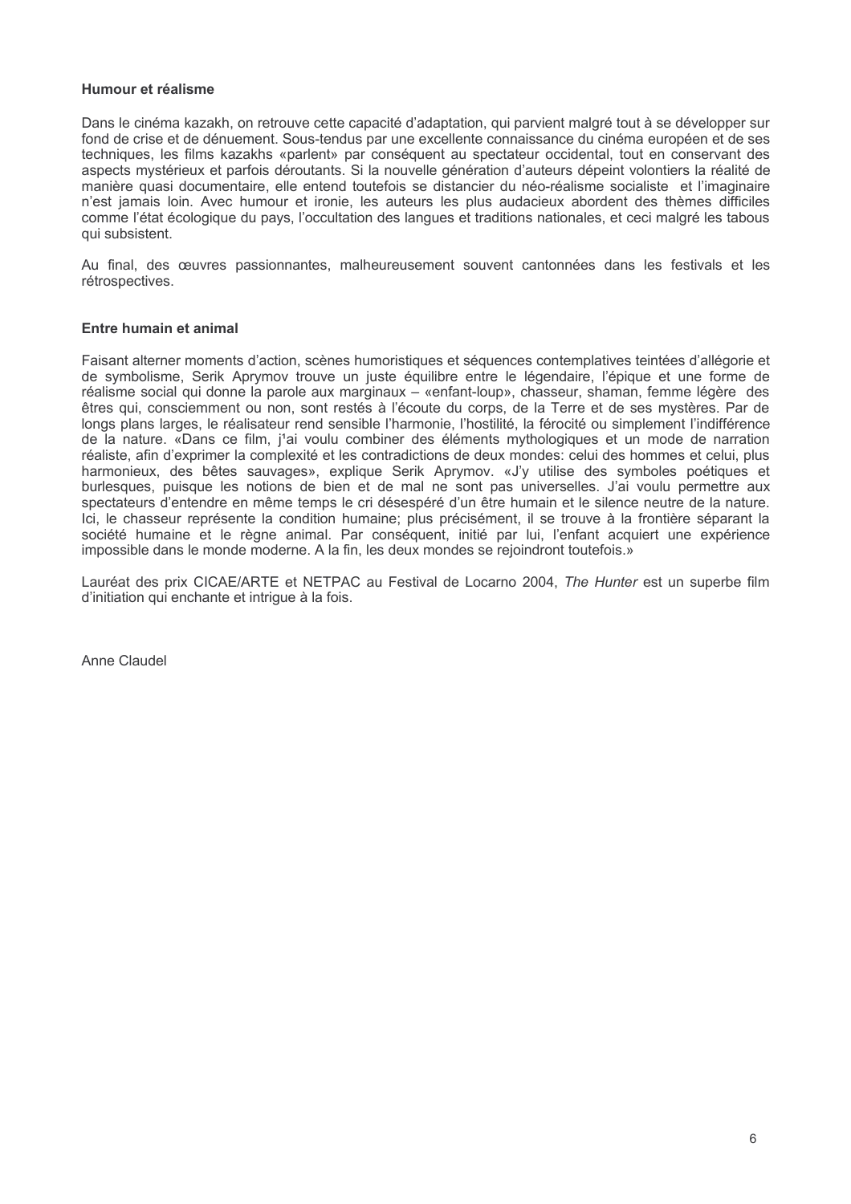**Humour et réalisme**

Dans le cinéma kazakh, on retrouve cette capacité d'adaptation, qui parvient malgré tout à se développer sur fond de crise et de dénuement. Sous-tendus par une excellente connaissance du cinéma européen et de ses techniques, les films kazakhs «parlent» par conséquent au spectateur occidental, tout en conservant des aspects mystérieux et parfois déroutants. Si la nouvelle génération d'auteurs dépeint volontiers la réalité de manière quasi documentaire, elle entend toutefois se distancier du néo-réalisme socialiste et l'imaginaire n'est jamais loin. Avec humour et ironie, les auteurs les plus audacieux abordent des thèmes difficiles comme l'état écologique du pays, l'occultation des langues et traditions nationales, et ceci malgré les tabous qui subsistent.

Au final, des œuvres passionnantes, malheureusement souvent cantonnées dans les festivals et les rétrospectives.

**Entre humain et animal**

Faisant alterner moments d'action, scènes humoristiques et séquences contemplatives teintées d'allégorie et de symbolisme, Serik Aprymov trouve un juste équilibre entre le légendaire, l'épique et une forme de réalisme social qui donne la parole aux marginaux – «enfant-loup», chasseur, shaman, femme légère des êtres qui, consciemment ou non, sont restés à l'écoute du corps, de la Terre et de ses mystères. Par de longs plans larges, le réalisateur rend sensible l'harmonie, l'hostilité, la férocité ou simplement l'indifférence de la nature. «Dans ce film, j'ai voulu combiner des éléments mythologiques et un mode de narration réaliste, afin d'exprimer la complexité et les contradictions de deux mondes: celui des hommes et celui, plus harmonieux, des bêtes sauvages», explique Serik Aprymov. «J'y utilise des symboles poétiques et burlesques, puisque les notions de bien et de mal ne sont pas universelles. J'ai voulu permettre aux spectateurs d'entendre en même temps le cri désespéré d'un être humain et le silence neutre de la nature. Ici, le chasseur représente la condition humaine; plus précisément, il se trouve à la frontière séparant la société humaine et le règne animal. Par conséquent, initié par lui, l'enfant acquiert une expérience impossible dans le monde moderne. A la fin, les deux mondes se rejoindront toutefois.»

Lauréat des prix CICAE/ARTE et NETPAC au Festival de Locarno 2004, *The Hunter* est un superbe film d'initiation qui enchante et intrigue à la fois.

Anne Claudel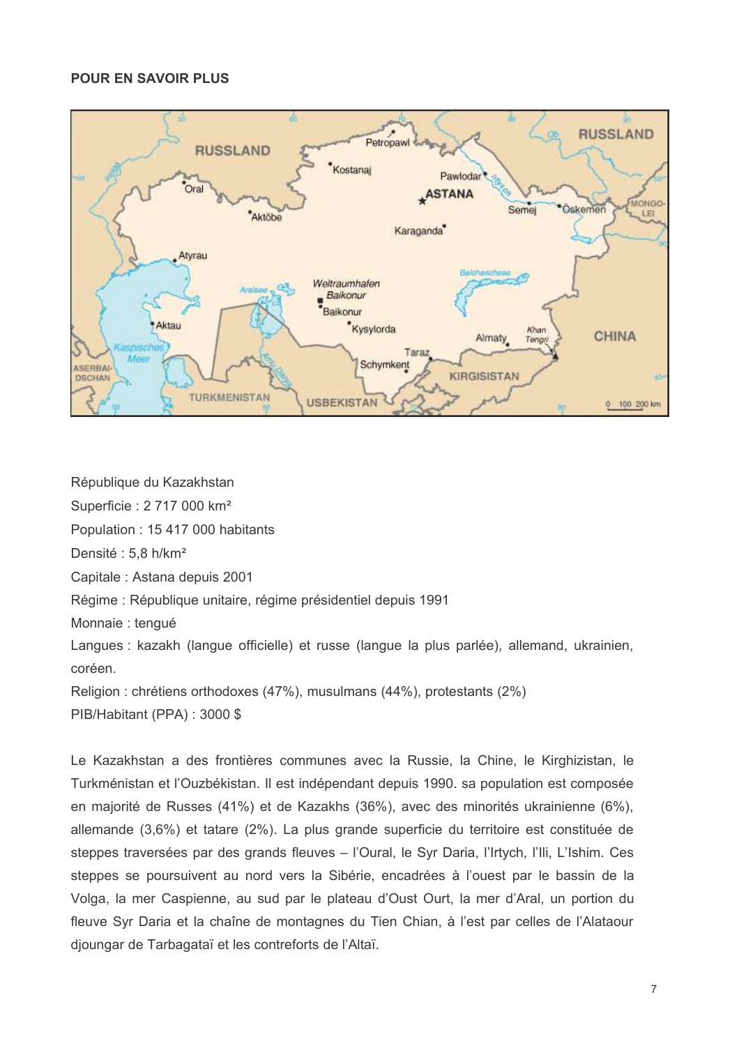**POUR EN SAVOIR PLUS**

République du Kazakhstan

Superficie : 2 717 000 km²

Population : 15 417 000 habitants

Densité : 5,8 h/km²

Capitale : Astana depuis 2001

Régime : République unitaire, régime présidentiel depuis 1991

Monnaie : tengué

Langues : kazakh (langue officielle) et russe (langue la plus parlée), allemand, ukrainien, coréen.

Religion : chrétiens orthodoxes (47%), musulmans (44%), protestants (2%)

PIB/Habitant (PPA) : 3000 $

Le Kazakhstan a des frontières communes avec la Russie, la Chine, le Kirghizistan, le Turkménistan et l'Ouzbékistan. Il est indépendant depuis 1990. sa population est composée en majorité de Russes (41%) et de Kazakhs (36%), avec des minorités ukrainienne (6%), allemande (3,6%) et tatare (2%). La plus grande superficie du territoire est constituée de steppes traversées par des grands fleuves – l'Oural, le Syr Daria, l'Irtych, l'Ili, L'Ishim. Ces steppes se poursuivent au nord vers la Sibérie, encadrées à l'ouest par le bassin de la Volga, la mer Caspienne, au sud par le plateau d'Oust Ourt, la mer d'Aral, un portion du fleuve Syr Daria et la chaîne de montagnes du Tien Chian, à l'est par celles de l'Alataour djoungar de Tarbagataï et les contreforts de l'Altaï.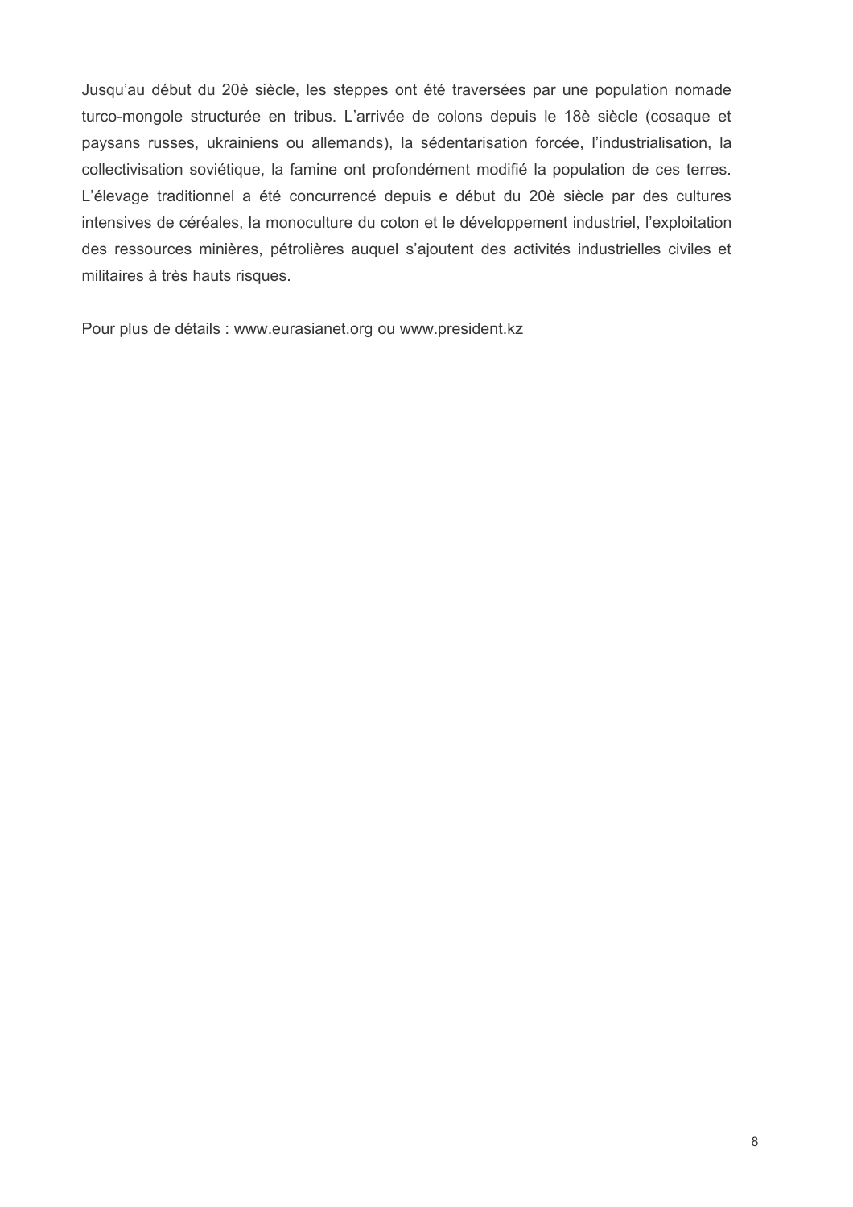Jusqu'au début du 20è siècle, les steppes ont été traversées par une population nomade turco-mongole structurée en tribus. L'arrivée de colons depuis le 18è siècle (cosaque et paysans russes, ukrainiens ou allemands), la sédentarisation forcée, l'industrialisation, la collectivisation soviétique, la famine ont profondément modifié la population de ces terres. L'élevage traditionnel a été concurrencé depuis e début du 20è siècle par des cultures intensives de céréales, la monoculture du coton et le développement industriel, l'exploitation des ressources minières, pétrolières auquel s'ajoutent des activités industrielles civiles et militaires à très hauts risques.

Pour plus de détails : www.eurasianet.org ou www.president.kz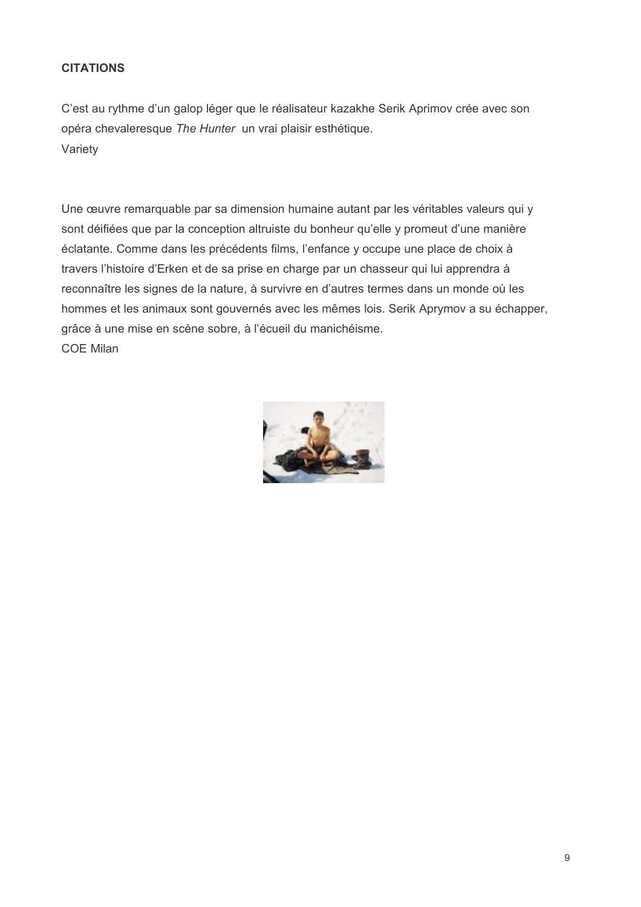**CITATIONS**

C'est au rythme d'un galop léger que le réalisateur kazakhe Serik Aprimov crée avec son opéra chevaleresque *The Hunter* un vrai plaisir esthétique.
Variety

Une œuvre remarquable par sa dimension humaine autant par les véritables valeurs qui y sont déifiées que par la conception altruiste du bonheur qu'elle y promeut d'une manière éclatante. Comme dans les précédents films, l'enfance y occupe une place de choix à travers l'histoire d'Erken et de sa prise en charge par un chasseur qui lui apprendra à reconnaître les signes de la nature, à survivre en d'autres termes dans un monde où les hommes et les animaux sont gouvernés avec les mêmes lois. Serik Aprymov a su échapper, grâce à une mise en scène sobre, à l'écueil du manichéisme.
COE Milan